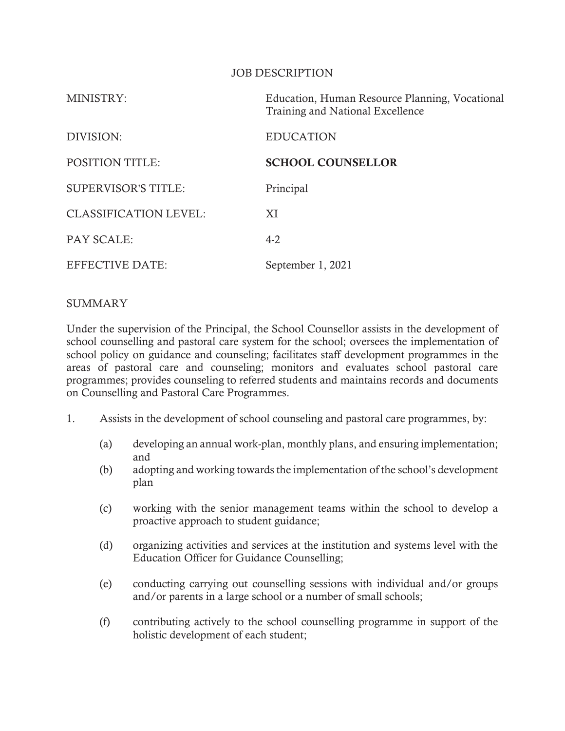# JOB DESCRIPTION

| | |
|---|---|
| MINISTRY: | Education, Human Resource Planning, Vocational Training and National Excellence |
| DIVISION: | EDUCATION |
| POSITION TITLE: | **SCHOOL COUNSELLOR** |
| SUPERVISOR'S TITLE: | Principal |
| CLASSIFICATION LEVEL: | XI |
| PAY SCALE: | 4-2 |
| EFFECTIVE DATE: | September 1, 2021 |

## SUMMARY

Under the supervision of the Principal, the School Counsellor assists in the development of school counselling and pastoral care system for the school; oversees the implementation of school policy on guidance and counseling; facilitates staff development programmes in the areas of pastoral care and counseling; monitors and evaluates school pastoral care programmes; provides counseling to referred students and maintains records and documents on Counselling and Pastoral Care Programmes.

1. Assists in the development of school counseling and pastoral care programmes, by:

   (a) developing an annual work-plan, monthly plans, and ensuring implementation; and

   (b) adopting and working towards the implementation of the school's development plan

   (c) working with the senior management teams within the school to develop a proactive approach to student guidance;

   (d) organizing activities and services at the institution and systems level with the Education Officer for Guidance Counselling;

   (e) conducting carrying out counselling sessions with individual and/or groups and/or parents in a large school or a number of small schools;

   (f) contributing actively to the school counselling programme in support of the holistic development of each student;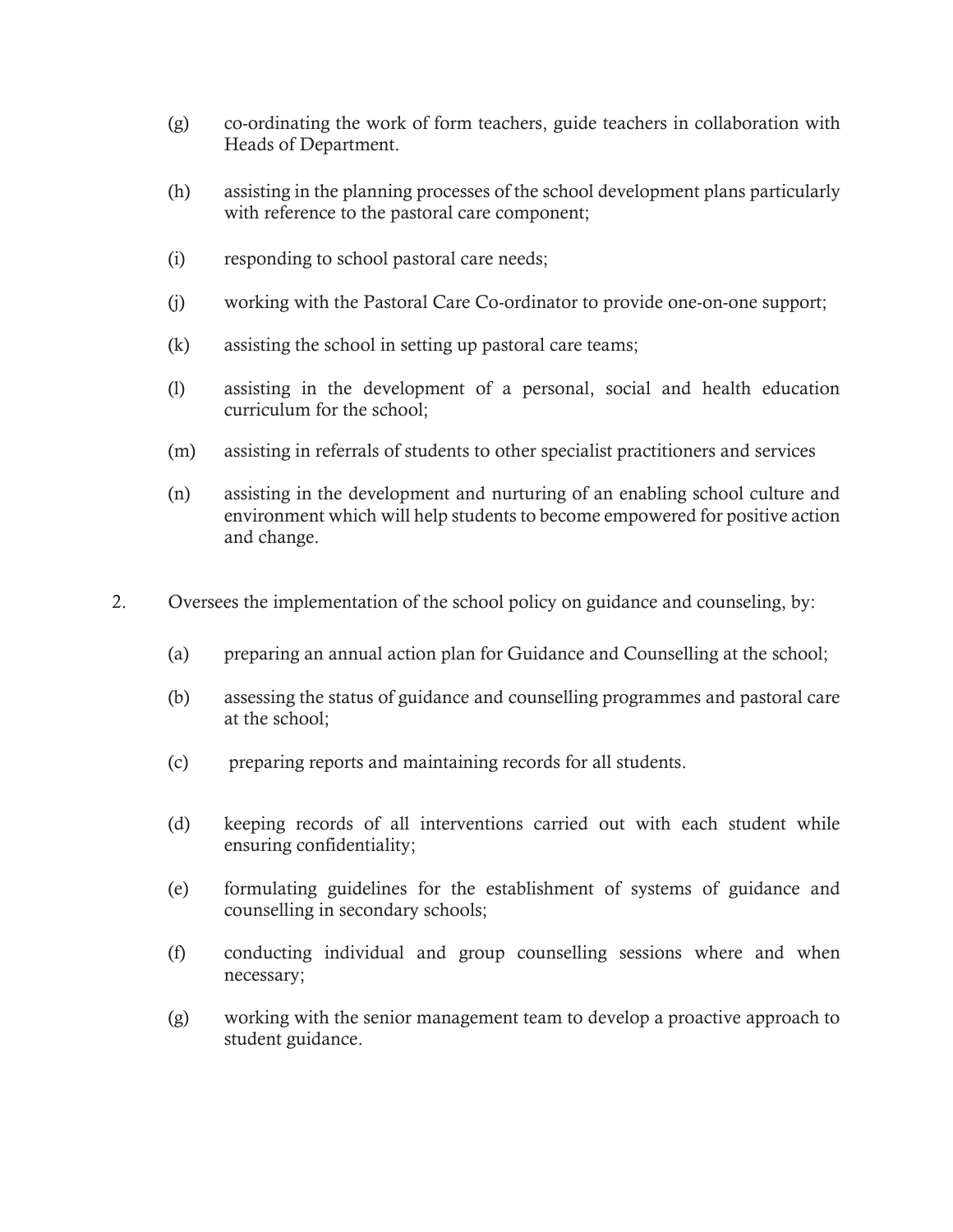(g) co-ordinating the work of form teachers, guide teachers in collaboration with Heads of Department.

(h) assisting in the planning processes of the school development plans particularly with reference to the pastoral care component;

(i) responding to school pastoral care needs;

(j) working with the Pastoral Care Co-ordinator to provide one-on-one support;

(k) assisting the school in setting up pastoral care teams;

(l) assisting in the development of a personal, social and health education curriculum for the school;

(m) assisting in referrals of students to other specialist practitioners and services

(n) assisting in the development and nurturing of an enabling school culture and environment which will help students to become empowered for positive action and change.

2. Oversees the implementation of the school policy on guidance and counseling, by:

(a) preparing an annual action plan for Guidance and Counselling at the school;

(b) assessing the status of guidance and counselling programmes and pastoral care at the school;

(c) preparing reports and maintaining records for all students.

(d) keeping records of all interventions carried out with each student while ensuring confidentiality;

(e) formulating guidelines for the establishment of systems of guidance and counselling in secondary schools;

(f) conducting individual and group counselling sessions where and when necessary;

(g) working with the senior management team to develop a proactive approach to student guidance.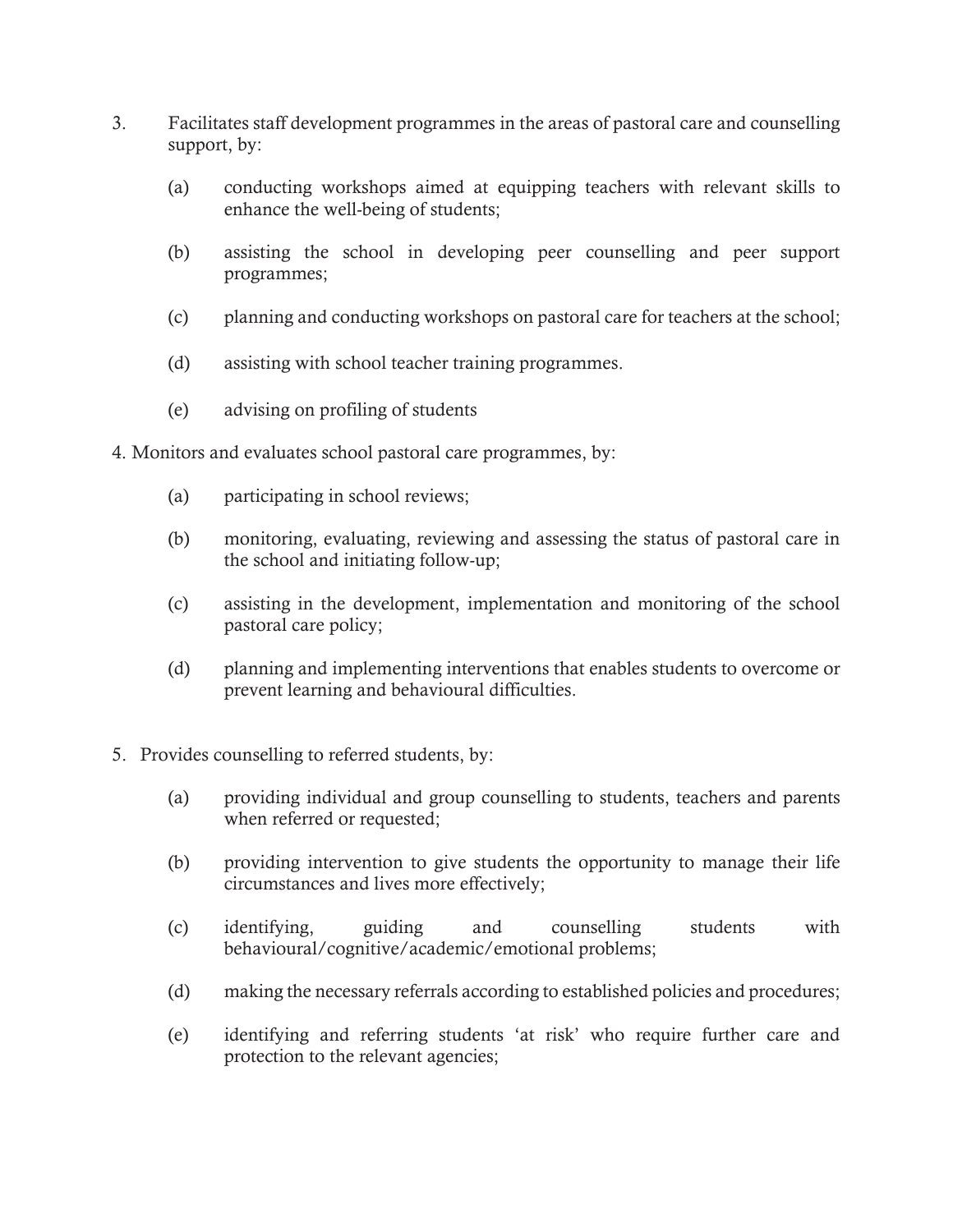3. Facilitates staff development programmes in the areas of pastoral care and counselling support, by:

    (a) conducting workshops aimed at equipping teachers with relevant skills to enhance the well-being of students;

    (b) assisting the school in developing peer counselling and peer support programmes;

    (c) planning and conducting workshops on pastoral care for teachers at the school;

    (d) assisting with school teacher training programmes.

    (e) advising on profiling of students

4. Monitors and evaluates school pastoral care programmes, by:

    (a) participating in school reviews;

    (b) monitoring, evaluating, reviewing and assessing the status of pastoral care in the school and initiating follow-up;

    (c) assisting in the development, implementation and monitoring of the school pastoral care policy;

    (d) planning and implementing interventions that enables students to overcome or prevent learning and behavioural difficulties.

5. Provides counselling to referred students, by:

    (a) providing individual and group counselling to students, teachers and parents when referred or requested;

    (b) providing intervention to give students the opportunity to manage their life circumstances and lives more effectively;

    (c) identifying, guiding and counselling students with behavioural/cognitive/academic/emotional problems;

    (d) making the necessary referrals according to established policies and procedures;

    (e) identifying and referring students 'at risk' who require further care and protection to the relevant agencies;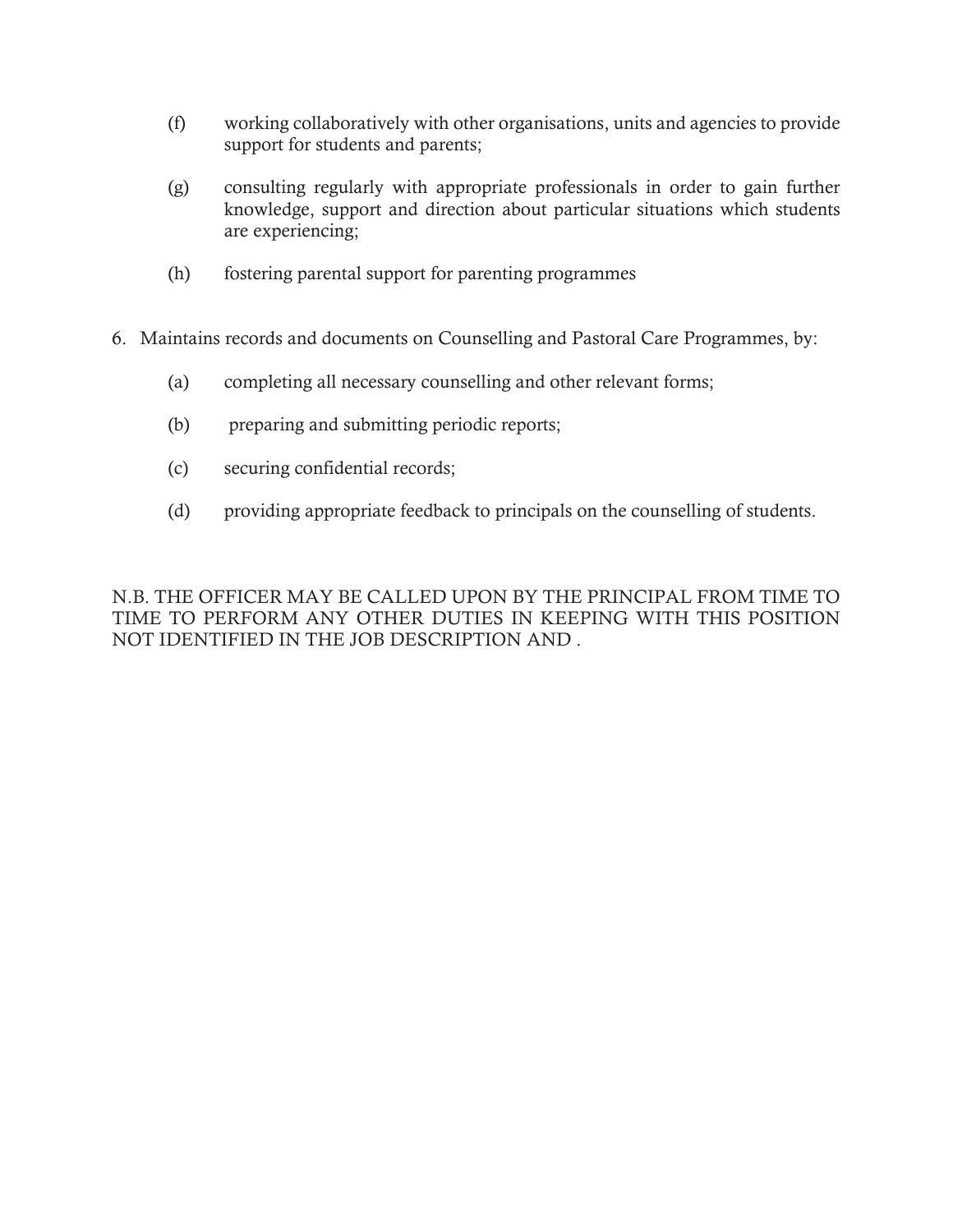(f) working collaboratively with other organisations, units and agencies to provide support for students and parents;

(g) consulting regularly with appropriate professionals in order to gain further knowledge, support and direction about particular situations which students are experiencing;

(h) fostering parental support for parenting programmes

6. Maintains records and documents on Counselling and Pastoral Care Programmes, by:

   (a) completing all necessary counselling and other relevant forms;

   (b) preparing and submitting periodic reports;

   (c) securing confidential records;

   (d) providing appropriate feedback to principals on the counselling of students.

N.B. THE OFFICER MAY BE CALLED UPON BY THE PRINCIPAL FROM TIME TO TIME TO PERFORM ANY OTHER DUTIES IN KEEPING WITH THIS POSITION NOT IDENTIFIED IN THE JOB DESCRIPTION AND .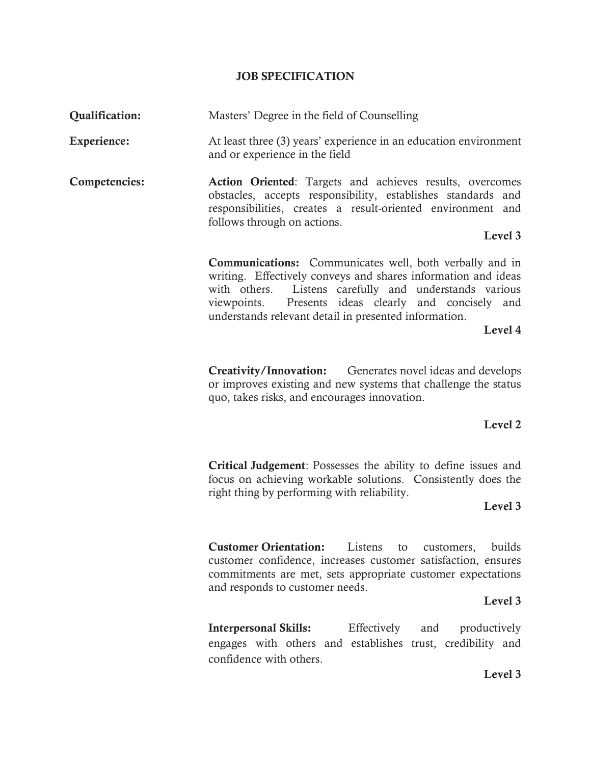## JOB SPECIFICATION

**Qualification:** Masters' Degree in the field of Counselling

**Experience:** At least three (3) years' experience in an education environment and or experience in the field

**Competencies:**

**Action Oriented**: Targets and achieves results, overcomes obstacles, accepts responsibility, establishes standards and responsibilities, creates a result-oriented environment and follows through on actions.

**Level 3**

**Communications:** Communicates well, both verbally and in writing. Effectively conveys and shares information and ideas with others. Listens carefully and understands various viewpoints. Presents ideas clearly and concisely and understands relevant detail in presented information.

**Level 4**

**Creativity/Innovation:** Generates novel ideas and develops or improves existing and new systems that challenge the status quo, takes risks, and encourages innovation.

**Level 2**

**Critical Judgement**: Possesses the ability to define issues and focus on achieving workable solutions. Consistently does the right thing by performing with reliability.

**Level 3**

**Customer Orientation:** Listens to customers, builds customer confidence, increases customer satisfaction, ensures commitments are met, sets appropriate customer expectations and responds to customer needs.

**Level 3**

**Interpersonal Skills:** Effectively and productively engages with others and establishes trust, credibility and confidence with others.

**Level 3**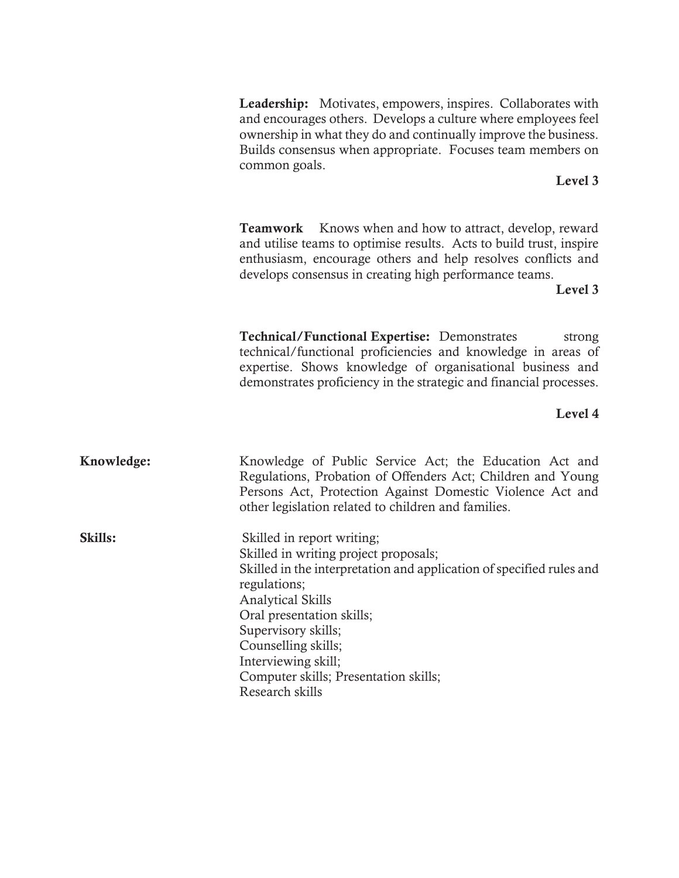**Leadership:** Motivates, empowers, inspires. Collaborates with and encourages others. Develops a culture where employees feel ownership in what they do and continually improve the business. Builds consensus when appropriate. Focuses team members on common goals.

**Level 3**

**Teamwork** Knows when and how to attract, develop, reward and utilise teams to optimise results. Acts to build trust, inspire enthusiasm, encourage others and help resolves conflicts and develops consensus in creating high performance teams.

**Level 3**

**Technical/Functional Expertise:** Demonstrates strong technical/functional proficiencies and knowledge in areas of expertise. Shows knowledge of organisational business and demonstrates proficiency in the strategic and financial processes.

**Level 4**

**Knowledge:** Knowledge of Public Service Act; the Education Act and Regulations, Probation of Offenders Act; Children and Young Persons Act, Protection Against Domestic Violence Act and other legislation related to children and families.

**Skills:**

Skilled in report writing;
Skilled in writing project proposals;
Skilled in the interpretation and application of specified rules and regulations;
Analytical Skills
Oral presentation skills;
Supervisory skills;
Counselling skills;
Interviewing skill;
Computer skills; Presentation skills;
Research skills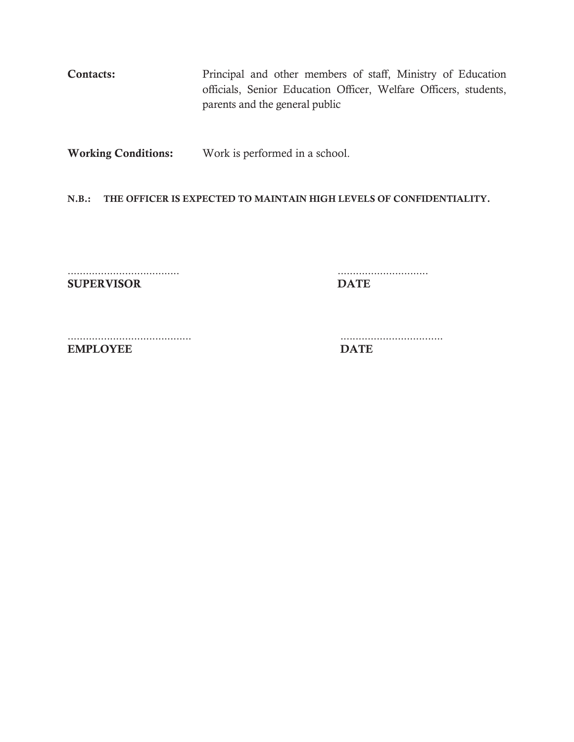**Contacts:** Principal and other members of staff, Ministry of Education officials, Senior Education Officer, Welfare Officers, students, parents and the general public

**Working Conditions:** Work is performed in a school.

**N.B.: THE OFFICER IS EXPECTED TO MAINTAIN HIGH LEVELS OF CONFIDENTIALITY.**

| | |
|---|---|
| ..................................... | .............................. |
| **SUPERVISOR** | **DATE** |
| ......................................... | .................................. |
| **EMPLOYEE** | **DATE** |